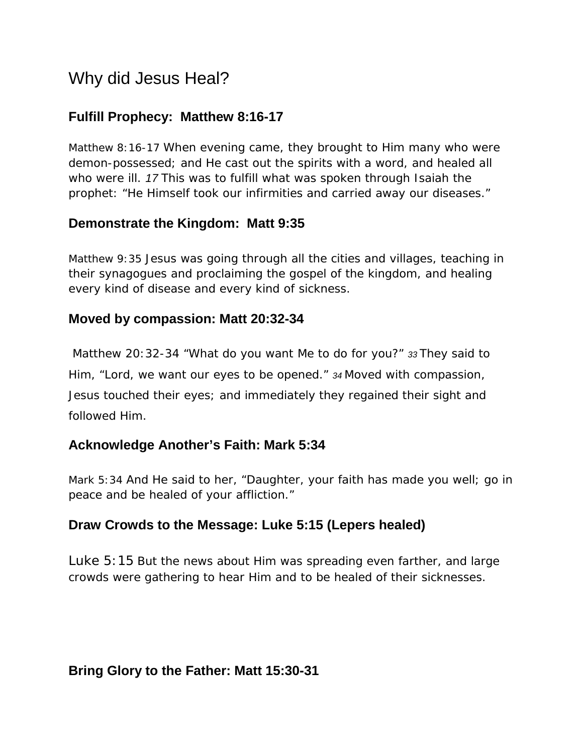# Why did Jesus Heal?

## Fulfill Prophecy: Matthew 8:16-17

Matthew 8:16-17 When evening came, they brought to Him many who were demon-possessed; and He cast out the spirits with a word, and healed all who were ill. *17* This was to fulfill what was spoken through Isaiah the prophet: "He Himself took our infirmities and carried away our diseases."

## Demonstrate the Kingdom: Matt 9:35

Matthew 9:35 Jesus was going through all the cities and villages, teaching in their synagogues and proclaiming the gospel of the kingdom, and healing every kind of disease and every kind of sickness.

## Moved by compassion: Matt 20:32-34

Matthew 20:32-34 "What do you want Me to do for you?" *33* They said to Him, "Lord, we want our eyes to be opened." *34* Moved with compassion, Jesus touched their eyes; and immediately they regained their sight and followed Him.

## Acknowledge Another's Faith: Mark 5:34

Mark 5:34 And He said to her, "Daughter, your faith has made you well; go in peace and be healed of your affliction."

## Draw Crowds to the Message: Luke 5:15 (Lepers healed)

Luke 5:15 But the news about Him was spreading even farther, and large crowds were gathering to hear Him and to be healed of their sicknesses.

## Bring Glory to the Father: Matt 15:30-31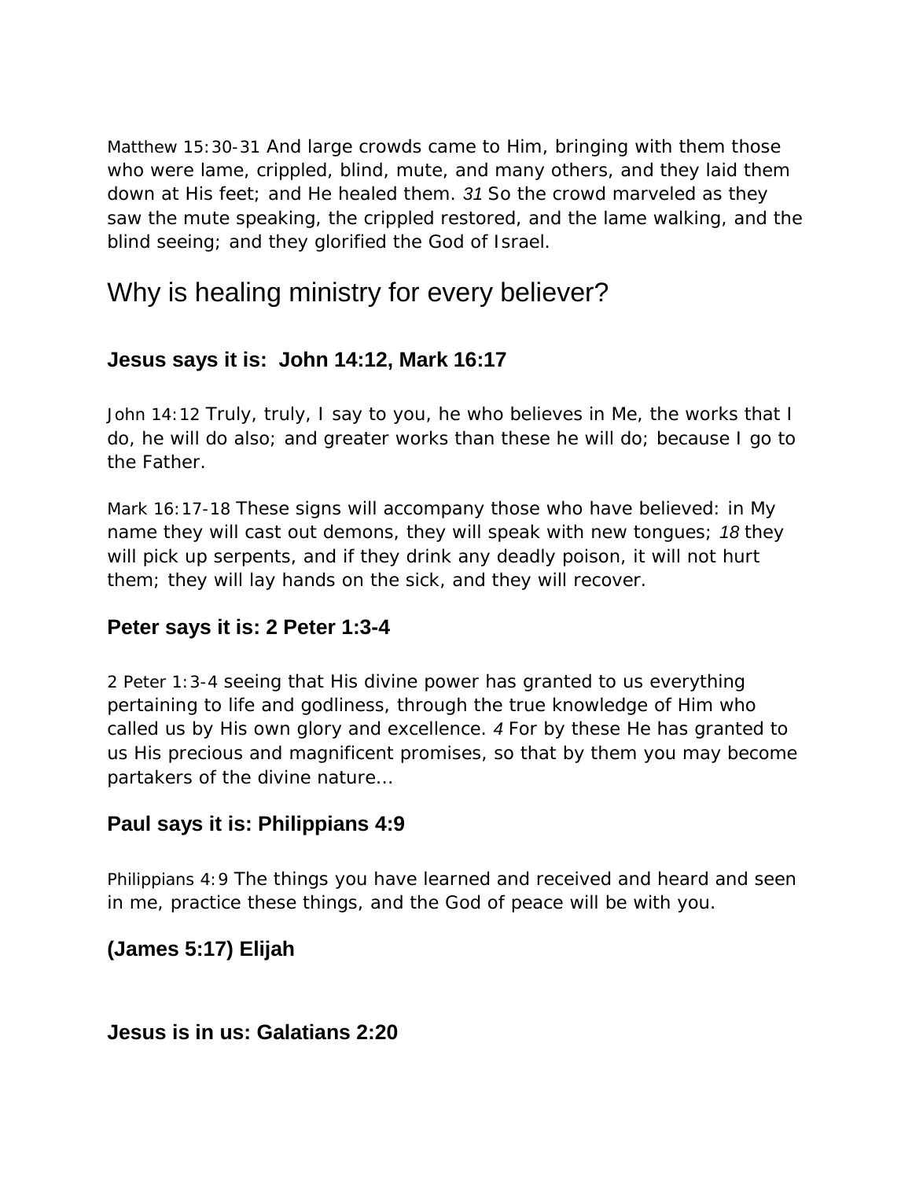Matthew 15:30-31 And large crowds came to Him, bringing with them those who were lame, crippled, blind, mute, and many others, and they laid them down at His feet; and He healed them. *31* So the crowd marveled as they saw the mute speaking, the crippled restored, and the lame walking, and the blind seeing; and they glorified the God of Israel.

## Why is healing ministry for every believer?

### Jesus says it is: John 14:12, Mark 16:17

John 14:12 Truly, truly, I say to you, he who believes in Me, the works that I do, he will do also; and greater works than these he will do; because I go to the Father.

Mark 16:17-18 These signs will accompany those who have believed: in My name they will cast out demons, they will speak with new tongues; *18* they will pick up serpents, and if they drink any deadly poison, it will not hurt them; they will lay hands on the sick, and they will recover.

### Peter says it is: 2 Peter 1:3-4

2 Peter 1:3-4 seeing that His divine power has granted to us everything pertaining to life and godliness, through the true knowledge of Him who called us by His own glory and excellence. *4* For by these He has granted to us His precious and magnificent promises, so that by them you may become partakers of the divine nature…

### Paul says it is: Philippians 4:9

Philippians 4:9 The things you have learned and received and heard and seen in me, practice these things, and the God of peace will be with you.

### (James 5:17) Elijah

### Jesus is in us: Galatians 2:20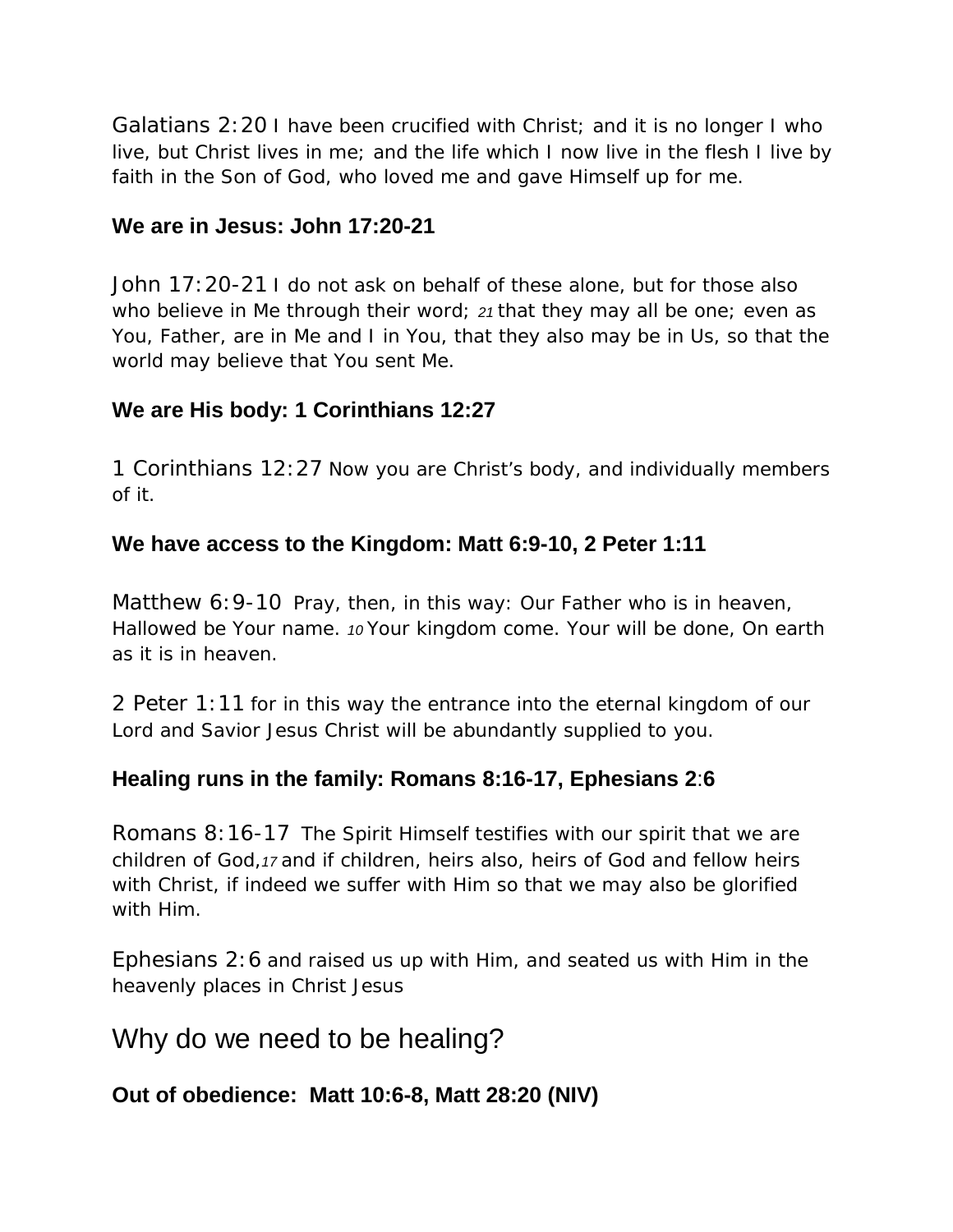Galatians 2:20 I have been crucified with Christ; and it is no longer I who live, but Christ lives in me; and the life which I now live in the flesh I live by faith in the Son of God, who loved me and gave Himself up for me.

**We are in Jesus: John 17:20-21**

John 17:20-21 I do not ask on behalf of these alone, but for those also who believe in Me through their word; *21* that they may all be one; even as You, Father, are in Me and I in You, that they also may be in Us, so that the world may believe that You sent Me.

**We are His body: 1 Corinthians 12:27**

1 Corinthians 12:27 Now you are Christ's body, and individually members of it.

**We have access to the Kingdom: Matt 6:9-10, 2 Peter 1:11**

Matthew 6:9-10 Pray, then, in this way: Our Father who is in heaven, Hallowed be Your name. *10* Your kingdom come. Your will be done, On earth as it is in heaven.

2 Peter 1:11 for in this way the entrance into the eternal kingdom of our Lord and Savior Jesus Christ will be abundantly supplied to you.

**Healing runs in the family: Romans 8:16-17, Ephesians 2:6**

Romans 8:16-17 The Spirit Himself testifies with our spirit that we are children of God,*17* and if children, heirs also, heirs of God and fellow heirs with Christ, if indeed we suffer with Him so that we may also be glorified with Him.

Ephesians 2:6 and raised us up with Him, and seated us with Him in the heavenly places in Christ Jesus

## Why do we need to be healing?

**Out of obedience: Matt 10:6-8, Matt 28:20 (NIV)**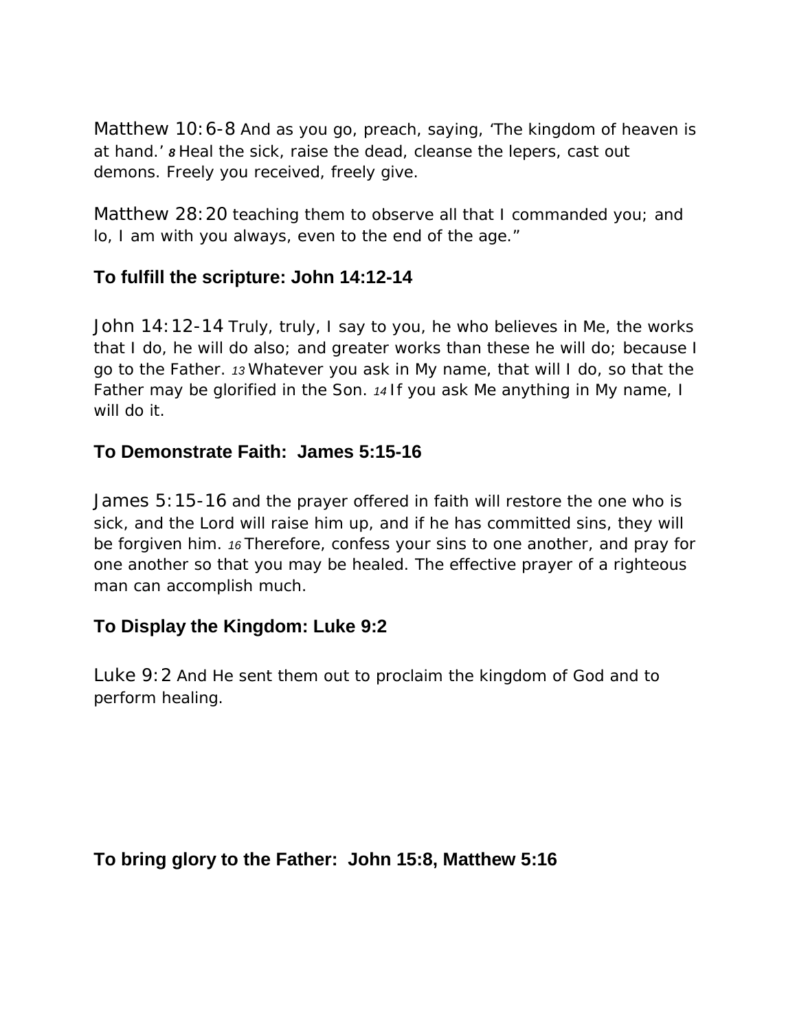Matthew 10:6-8 And as you go, preach, saying, 'The kingdom of heaven is at hand.' *8* Heal the sick, raise the dead, cleanse the lepers, cast out demons. Freely you received, freely give.

Matthew 28:20 teaching them to observe all that I commanded you; and lo, I am with you always, even to the end of the age."

**To fulfill the scripture: John 14:12-14**

John 14:12-14 Truly, truly, I say to you, he who believes in Me, the works that I do, he will do also; and greater works than these he will do; because I go to the Father. *13* Whatever you ask in My name, that will I do, so that the Father may be glorified in the Son. *14* If you ask Me anything in My name, I will do it.

**To Demonstrate Faith: James 5:15-16**

James 5:15-16 and the prayer offered in faith will restore the one who is sick, and the Lord will raise him up, and if he has committed sins, they will be forgiven him. *16* Therefore, confess your sins to one another, and pray for one another so that you may be healed. The effective prayer of a righteous man can accomplish much.

**To Display the Kingdom: Luke 9:2**

Luke 9:2 And He sent them out to proclaim the kingdom of God and to perform healing.

**To bring glory to the Father: John 15:8, Matthew 5:16**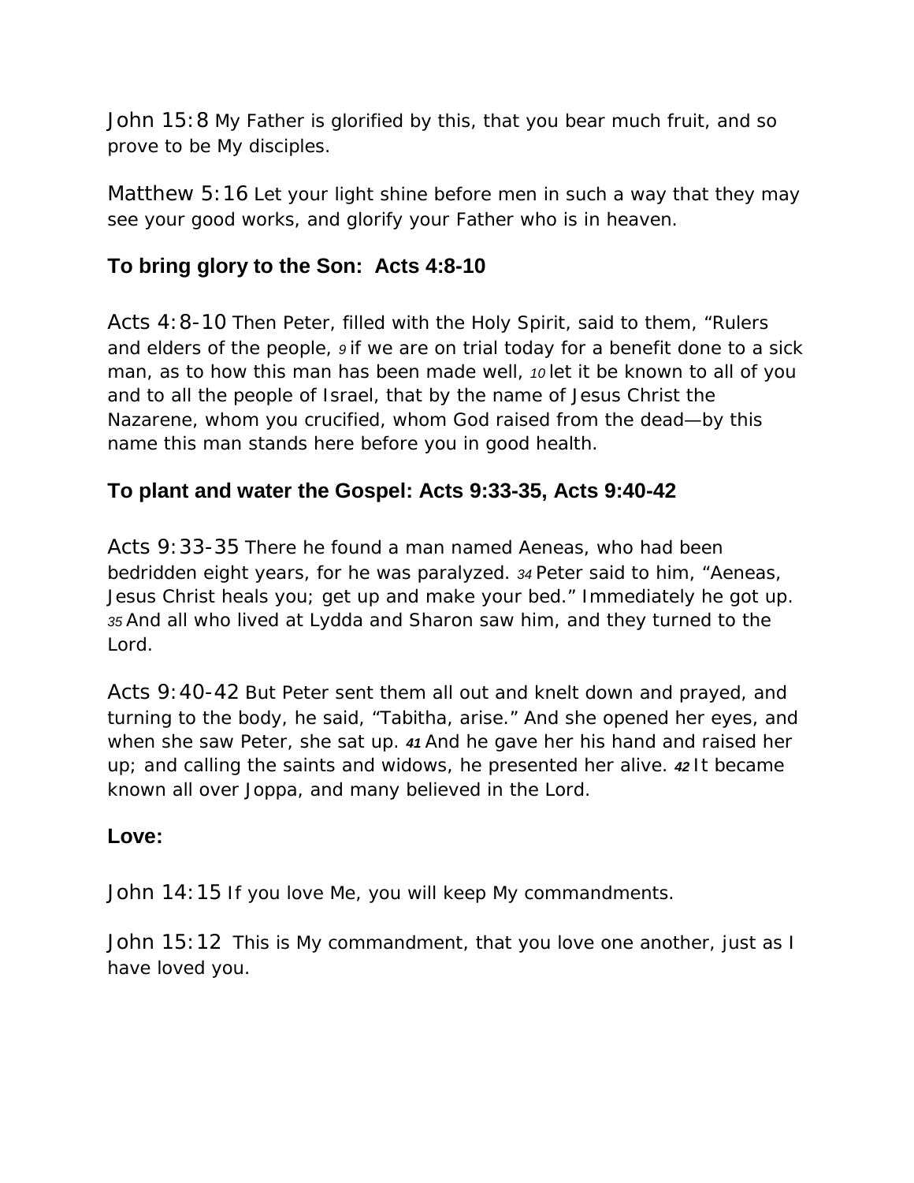John 15:8 My Father is glorified by this, that you bear much fruit, and so prove to be My disciples.

Matthew 5:16 Let your light shine before men in such a way that they may see your good works, and glorify your Father who is in heaven.

**To bring glory to the Son: Acts 4:8-10**

Acts 4:8-10 Then Peter, filled with the Holy Spirit, said to them, "Rulers and elders of the people, *9* if we are on trial today for a benefit done to a sick man, as to how this man has been made well, *10* let it be known to all of you and to all the people of Israel, that by the name of Jesus Christ the Nazarene, whom you crucified, whom God raised from the dead—by this name this man stands here before you in good health.

**To plant and water the Gospel: Acts 9:33-35, Acts 9:40-42**

Acts 9:33-35 There he found a man named Aeneas, who had been bedridden eight years, for he was paralyzed. *34* Peter said to him, "Aeneas, Jesus Christ heals you; get up and make your bed." Immediately he got up. *35* And all who lived at Lydda and Sharon saw him, and they turned to the Lord.

Acts 9:40-42 But Peter sent them all out and knelt down and prayed, and turning to the body, he said, "Tabitha, arise." And she opened her eyes, and when she saw Peter, she sat up. ***41*** And he gave her his hand and raised her up; and calling the saints and widows, he presented her alive. ***42*** It became known all over Joppa, and many believed in the Lord.

**Love:**

John 14:15 If you love Me, you will keep My commandments.

John 15:12 This is My commandment, that you love one another, just as I have loved you.